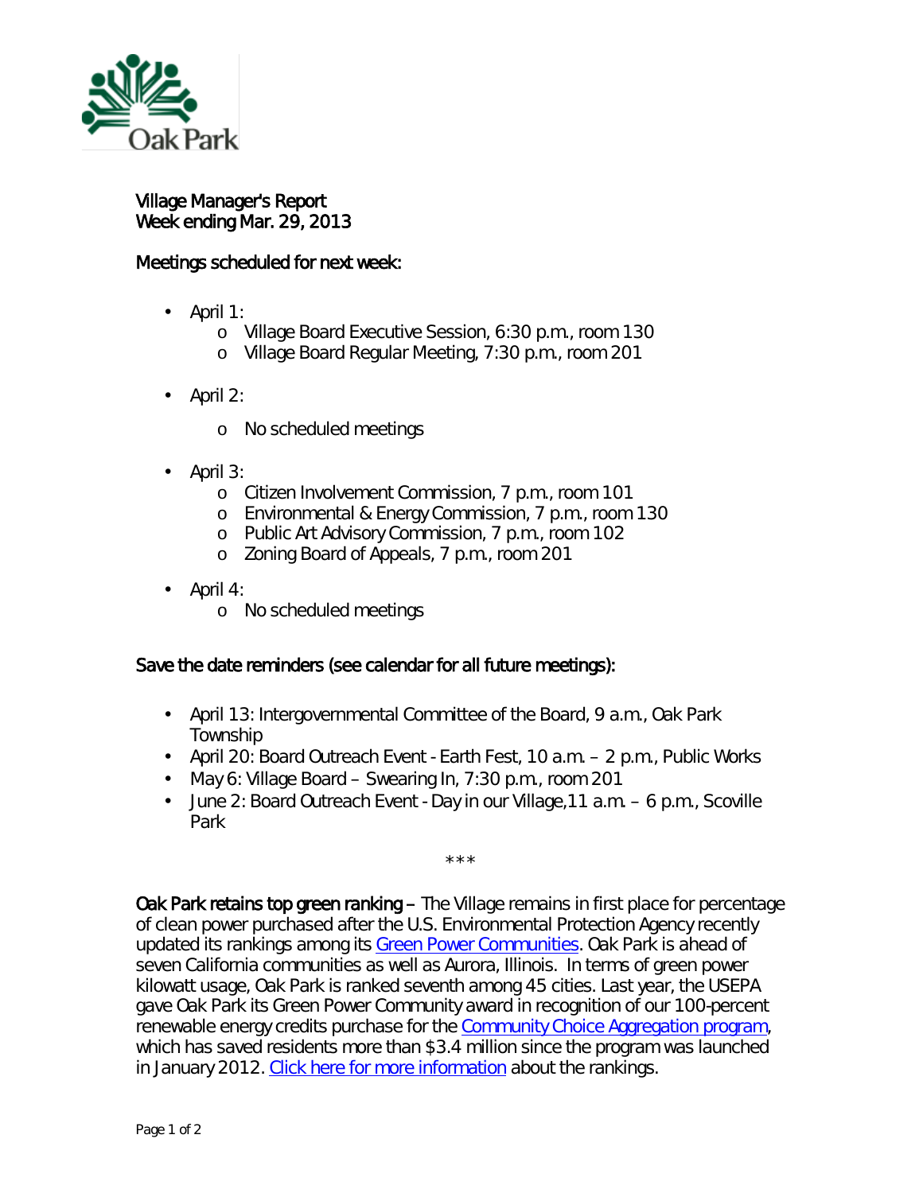Village Manager's Report
Week ending Mar. 29, 2013

## Meetings scheduled for next week:

- April 1:
  - Village Board Executive Session, 6:30 p.m., room 130
  - Village Board Regular Meeting, 7:30 p.m., room 201
- April 2:
  - No scheduled meetings
- April 3:
  - Citizen Involvement Commission, 7 p.m., room 101
  - Environmental & Energy Commission, 7 p.m., room 130
  - Public Art Advisory Commission, 7 p.m., room 102
  - Zoning Board of Appeals, 7 p.m., room 201
- April 4:
  - No scheduled meetings

## Save the date reminders (see calendar for all future meetings):

- April 13: Intergovernmental Committee of the Board, 9 a.m., Oak Park Township
- April 20: Board Outreach Event - Earth Fest, 10 a.m. – 2 p.m., Public Works
- May 6: Village Board – Swearing In, 7:30 p.m., room 201
- June 2: Board Outreach Event - Day in our Village,11 a.m. – 6 p.m., Scoville Park

\*\*\*

**Oak Park retains top green ranking** – The Village remains in first place for percentage of clean power purchased after the U.S. Environmental Protection Agency recently updated its rankings among its Green Power Communities. Oak Park is ahead of seven California communities as well as Aurora, Illinois. In terms of green power kilowatt usage, Oak Park is ranked seventh among 45 cities. Last year, the USEPA gave Oak Park its Green Power Community award in recognition of our 100-percent renewable energy credits purchase for the Community Choice Aggregation program, which has saved residents more than $3.4 million since the program was launched in January 2012. Click here for more information about the rankings.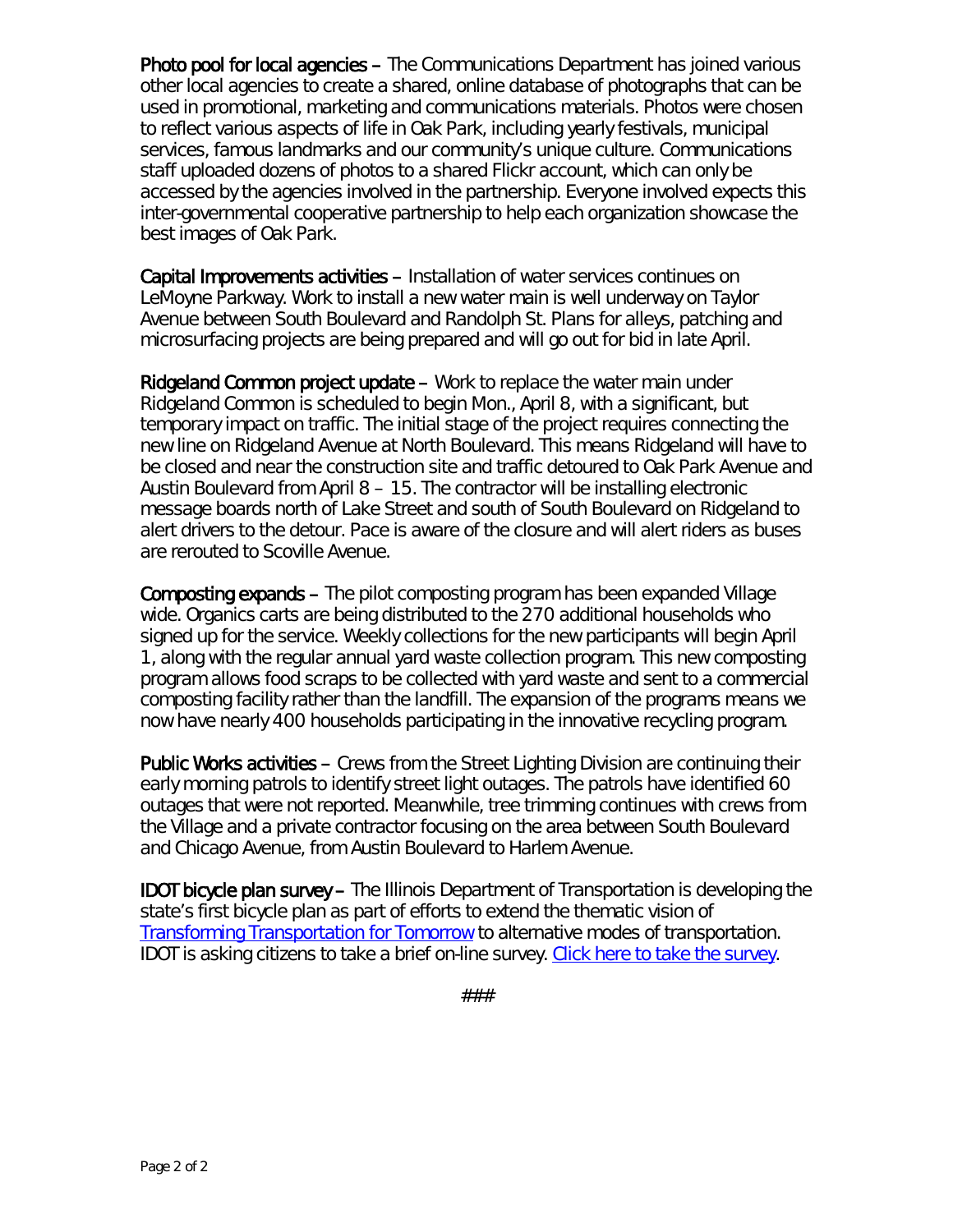**Photo pool for local agencies –** The Communications Department has joined various other local agencies to create a shared, online database of photographs that can be used in promotional, marketing and communications materials. Photos were chosen to reflect various aspects of life in Oak Park, including yearly festivals, municipal services, famous landmarks and our community's unique culture. Communications staff uploaded dozens of photos to a shared Flickr account, which can only be accessed by the agencies involved in the partnership. Everyone involved expects this inter-governmental cooperative partnership to help each organization showcase the best images of Oak Park.

**Capital Improvements activities –** Installation of water services continues on LeMoyne Parkway. Work to install a new water main is well underway on Taylor Avenue between South Boulevard and Randolph St. Plans for alleys, patching and microsurfacing projects are being prepared and will go out for bid in late April.

**Ridgeland Common project update –** Work to replace the water main under Ridgeland Common is scheduled to begin Mon., April 8, with a significant, but temporary impact on traffic. The initial stage of the project requires connecting the new line on Ridgeland Avenue at North Boulevard. This means Ridgeland will have to be closed and near the construction site and traffic detoured to Oak Park Avenue and Austin Boulevard from April 8 – 15. The contractor will be installing electronic message boards north of Lake Street and south of South Boulevard on Ridgeland to alert drivers to the detour. Pace is aware of the closure and will alert riders as buses are rerouted to Scoville Avenue.

**Composting expands –** The pilot composting program has been expanded Village wide. Organics carts are being distributed to the 270 additional households who signed up for the service. Weekly collections for the new participants will begin April 1, along with the regular annual yard waste collection program. This new composting program allows food scraps to be collected with yard waste and sent to a commercial composting facility rather than the landfill. The expansion of the programs means we now have nearly 400 households participating in the innovative recycling program.

**Public Works activities –** Crews from the Street Lighting Division are continuing their early morning patrols to identify street light outages. The patrols have identified 60 outages that were not reported. Meanwhile, tree trimming continues with crews from the Village and a private contractor focusing on the area between South Boulevard and Chicago Avenue, from Austin Boulevard to Harlem Avenue.

**IDOT bicycle plan survey –** The Illinois Department of Transportation is developing the state's first bicycle plan as part of efforts to extend the thematic vision of Transforming Transportation for Tomorrow to alternative modes of transportation. IDOT is asking citizens to take a brief on-line survey. Click here to take the survey.

###